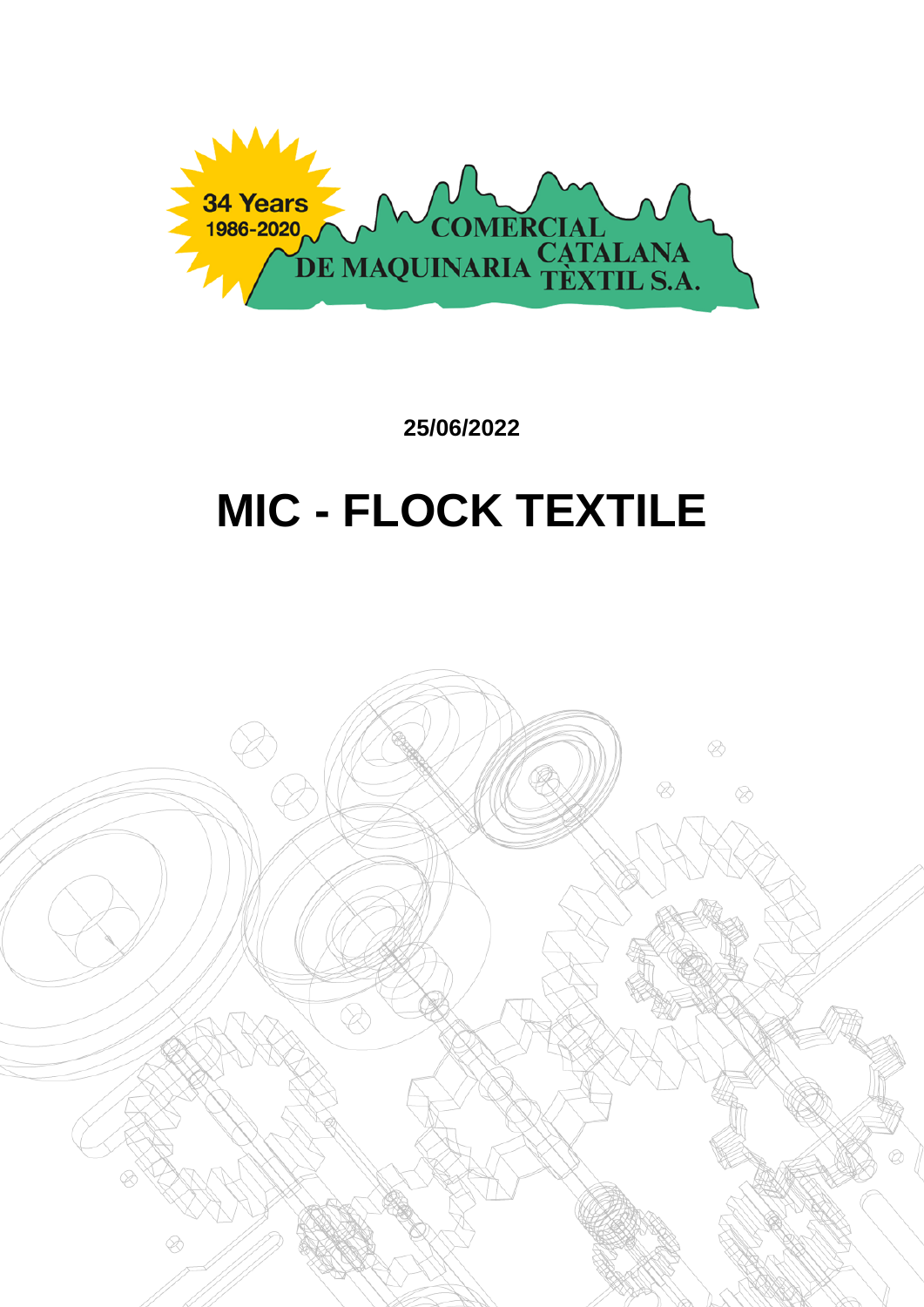34 Years
1986-2020

COMERCIAL CATALANA DE MAQUINARIA TÈXTIL S.A.

**25/06/2022**

# MIC - FLOCK TEXTILE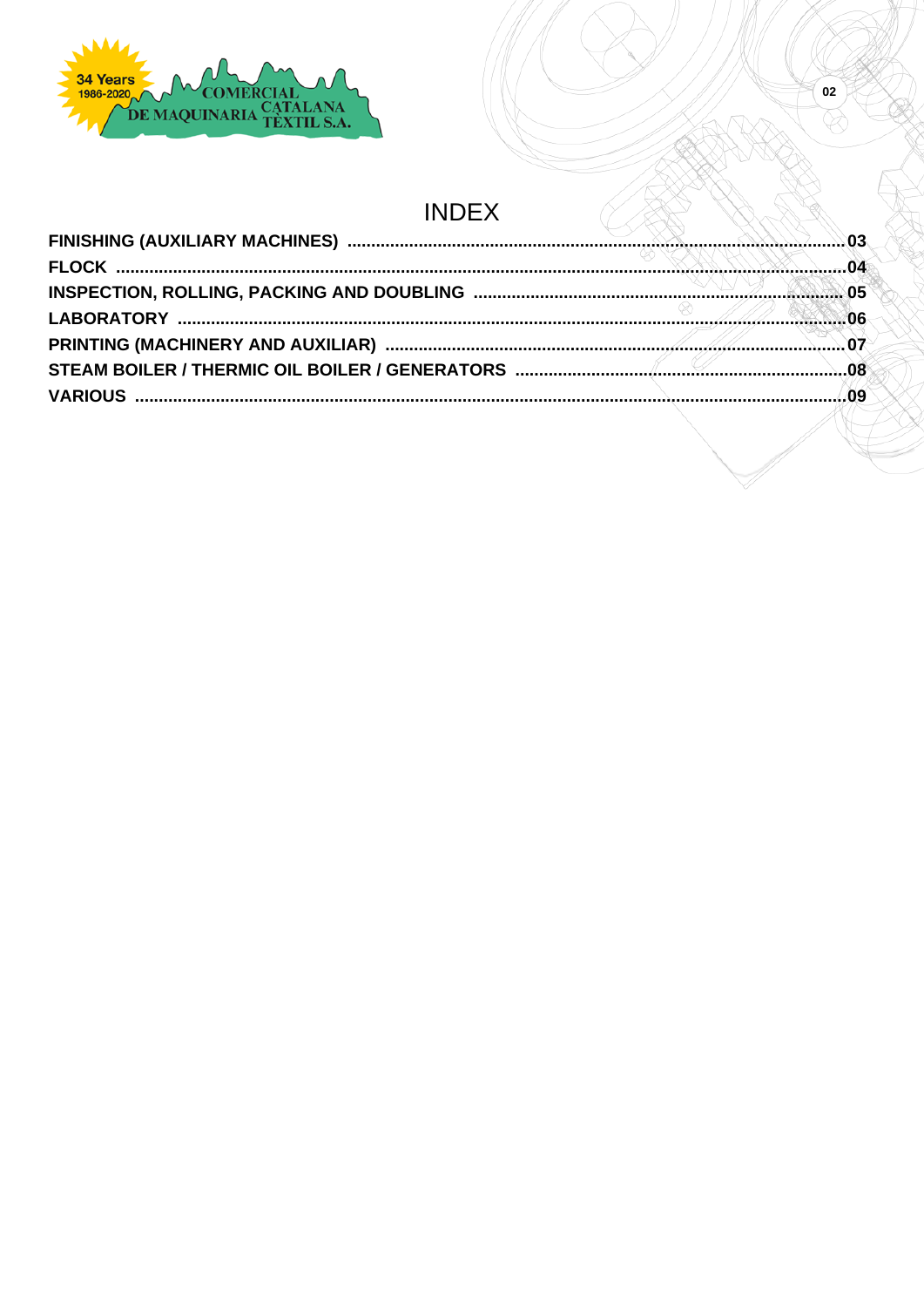# INDEX

**FINISHING (AUXILIARY MACHINES)** ........................................ **03**

**FLOCK** ........................................ **04**

**INSPECTION, ROLLING, PACKING AND DOUBLING** ........................................ **05**

**LABORATORY** ........................................ **06**

**PRINTING (MACHINERY AND AUXILIAR)** ........................................ **07**

**STEAM BOILER / THERMIC OIL BOILER / GENERATORS** ........................................ **08**

**VARIOUS** ........................................ **09**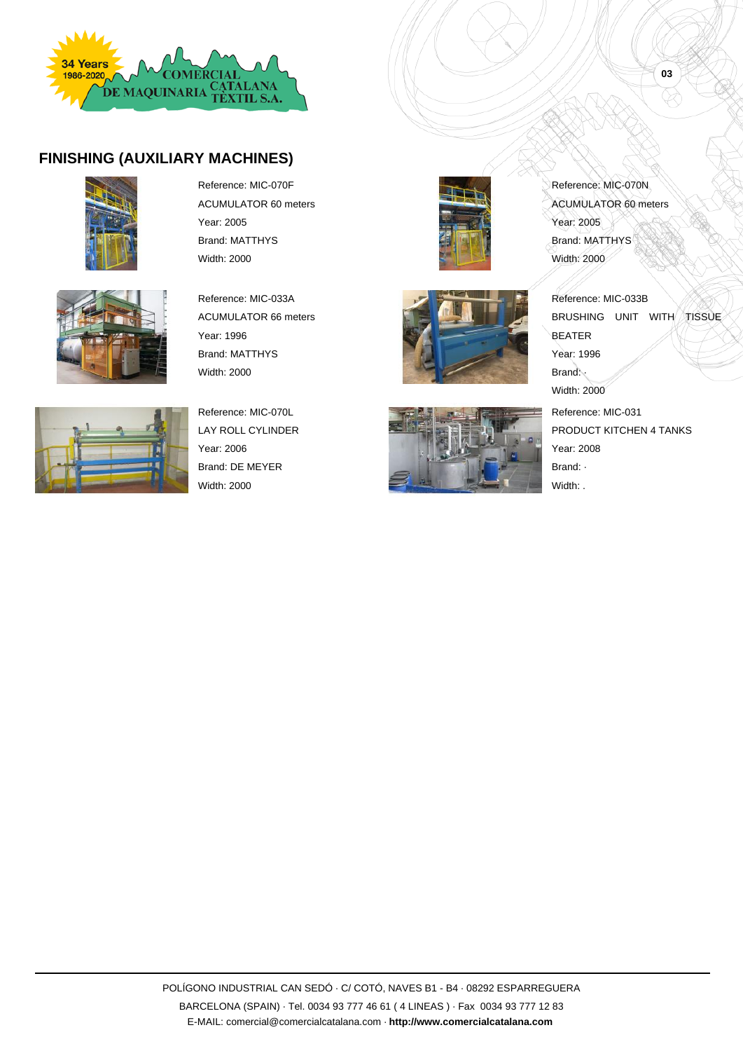## FINISHING (AUXILIARY MACHINES)

Reference: MIC-070F
ACUMULATOR 60 meters
Year: 2005
Brand: MATTHYS
Width: 2000

Reference: MIC-070N
ACUMULATOR 60 meters
Year: 2005
Brand: MATTHYS
Width: 2000

Reference: MIC-033A
ACUMULATOR 66 meters
Year: 1996
Brand: MATTHYS
Width: 2000

Reference: MIC-033B
BRUSHING UNIT WITH TISSUE BEATER
Year: 1996
Brand: ·
Width: 2000

Reference: MIC-070L
LAY ROLL CYLINDER
Year: 2006
Brand: DE MEYER
Width: 2000

Reference: MIC-031
PRODUCT KITCHEN 4 TANKS
Year: 2008
Brand: ·
Width: .

POLÍGONO INDUSTRIAL CAN SEDÓ · C/ COTÓ, NAVES B1 - B4 · 08292 ESPARREGUERA
BARCELONA (SPAIN) · Tel. 0034 93 777 46 61 ( 4 LINEAS ) · Fax 0034 93 777 12 83
E-MAIL: comercial@comercialcatalana.com · **http://www.comercialcatalana.com**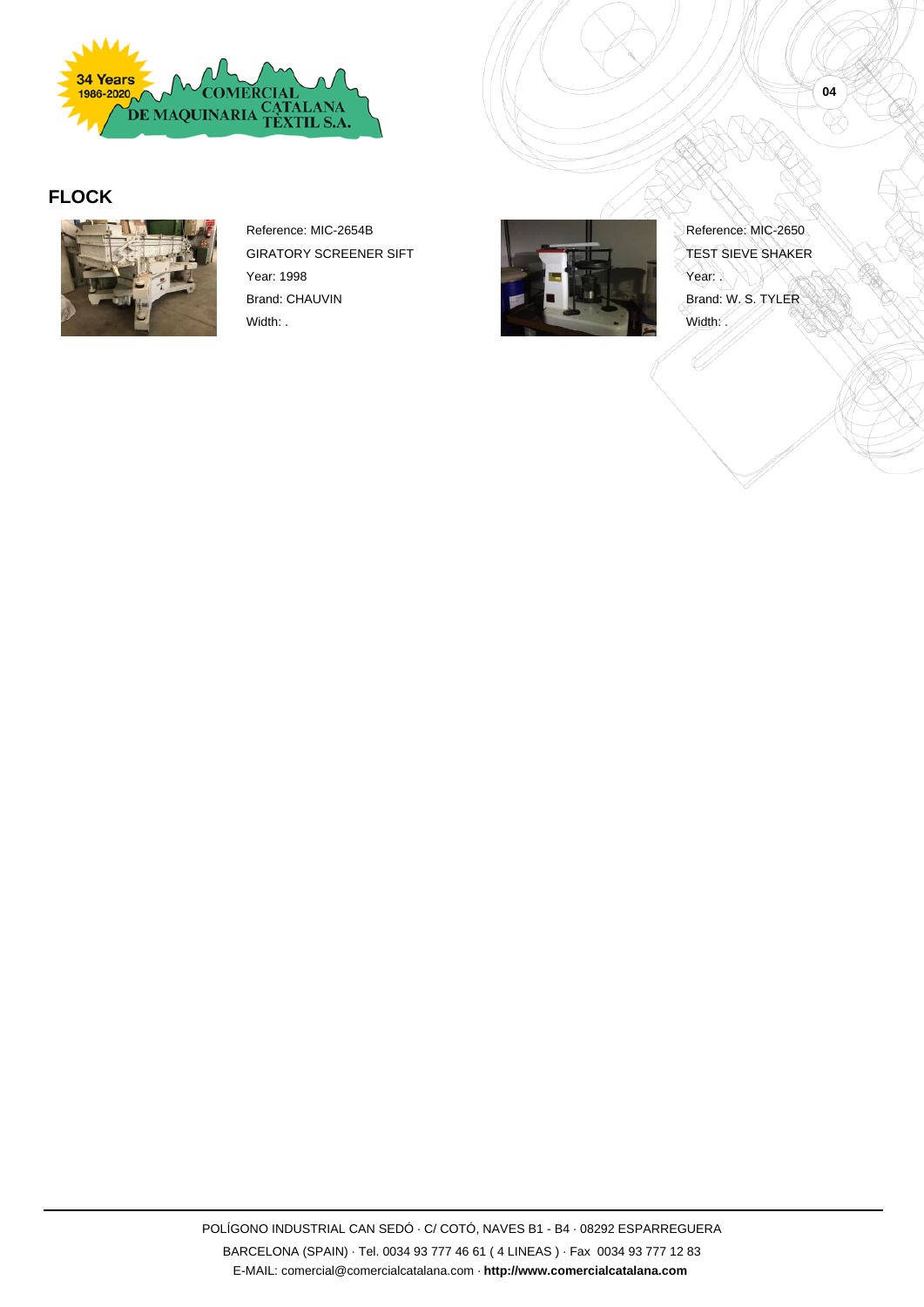## FLOCK

Reference: MIC-2654B
GIRATORY SCREENER SIFT
Year: 1998
Brand: CHAUVIN
Width: .

Reference: MIC-2650
TEST SIEVE SHAKER
Year: .
Brand: W. S. TYLER
Width: .

POLÍGONO INDUSTRIAL CAN SEDÓ · C/ COTÓ, NAVES B1 - B4 · 08292 ESPARREGUERA
BARCELONA (SPAIN) · Tel. 0034 93 777 46 61 ( 4 LINEAS ) · Fax 0034 93 777 12 83
E-MAIL: comercial@comercialcatalana.com · **http://www.comercialcatalana.com**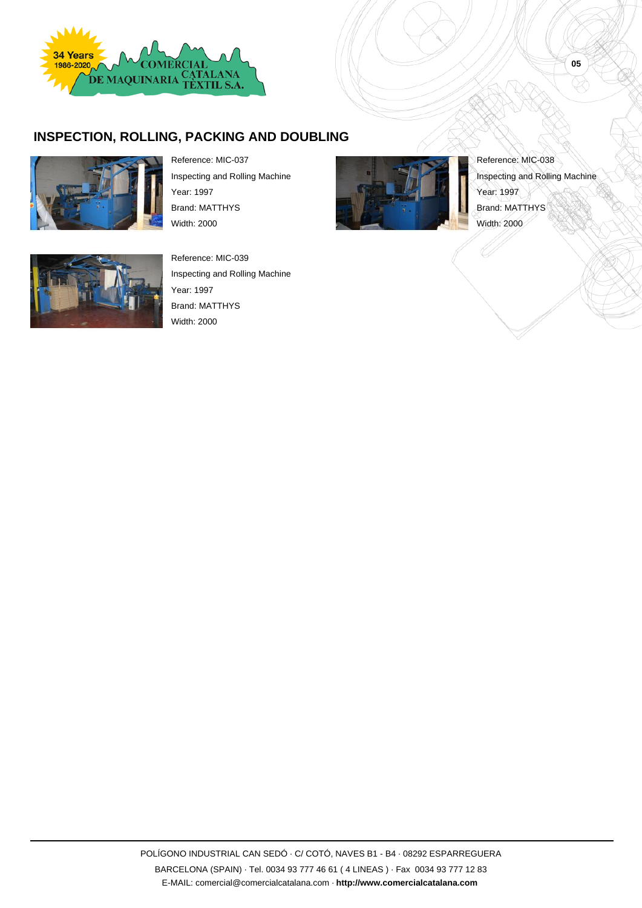## INSPECTION, ROLLING, PACKING AND DOUBLING

Reference: MIC-037
Inspecting and Rolling Machine
Year: 1997
Brand: MATTHYS
Width: 2000

Reference: MIC-038
Inspecting and Rolling Machine
Year: 1997
Brand: MATTHYS
Width: 2000

Reference: MIC-039
Inspecting and Rolling Machine
Year: 1997
Brand: MATTHYS
Width: 2000

POLÍGONO INDUSTRIAL CAN SEDÓ · C/ COTÓ, NAVES B1 - B4 · 08292 ESPARREGUERA
BARCELONA (SPAIN) · Tel. 0034 93 777 46 61 ( 4 LINEAS ) · Fax 0034 93 777 12 83
E-MAIL: comercial@comercialcatalana.com · **http://www.comercialcatalana.com**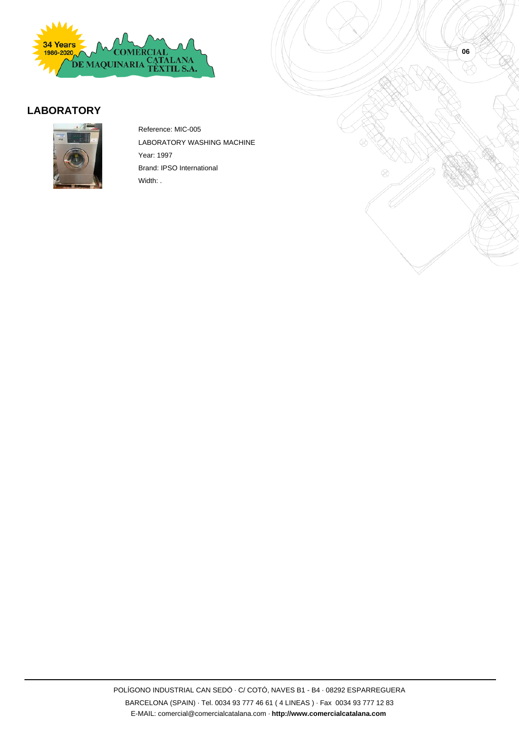## LABORATORY

Reference: MIC-005

LABORATORY WASHING MACHINE

Year: 1997

Brand: IPSO International

Width: .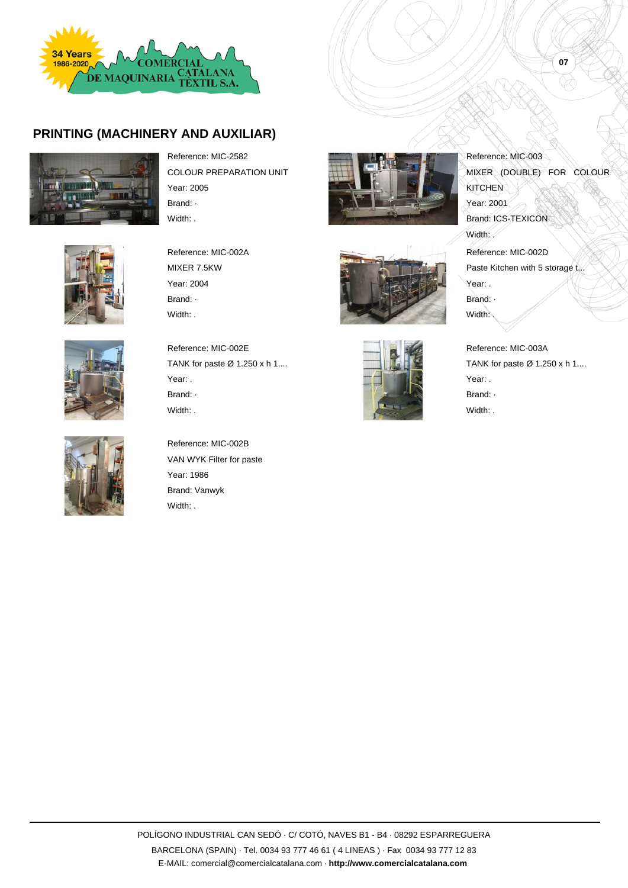## PRINTING (MACHINERY AND AUXILIAR)

Reference: MIC-2582
COLOUR PREPARATION UNIT
Year: 2005
Brand: ·
Width: .

Reference: MIC-002A
MIXER 7.5KW
Year: 2004
Brand: ·
Width: .

Reference: MIC-002E
TANK for paste Ø 1.250 x h 1....
Year: .
Brand: ·
Width: .

Reference: MIC-002B
VAN WYK Filter for paste
Year: 1986
Brand: Vanwyk
Width: .

Reference: MIC-003
MIXER (DOUBLE) FOR COLOUR KITCHEN
Year: 2001
Brand: ICS-TEXICON
Width: .

Reference: MIC-002D
Paste Kitchen with 5 storage t...
Year: .
Brand: ·
Width: .

Reference: MIC-003A
TANK for paste Ø 1.250 x h 1....
Year: .
Brand: ·
Width: .

POLÍGONO INDUSTRIAL CAN SEDÓ · C/ COTÓ, NAVES B1 - B4 · 08292 ESPARREGUERA
BARCELONA (SPAIN) · Tel. 0034 93 777 46 61 ( 4 LINEAS ) · Fax 0034 93 777 12 83
E-MAIL: comercial@comercialcatalana.com · **http://www.comercialcatalana.com**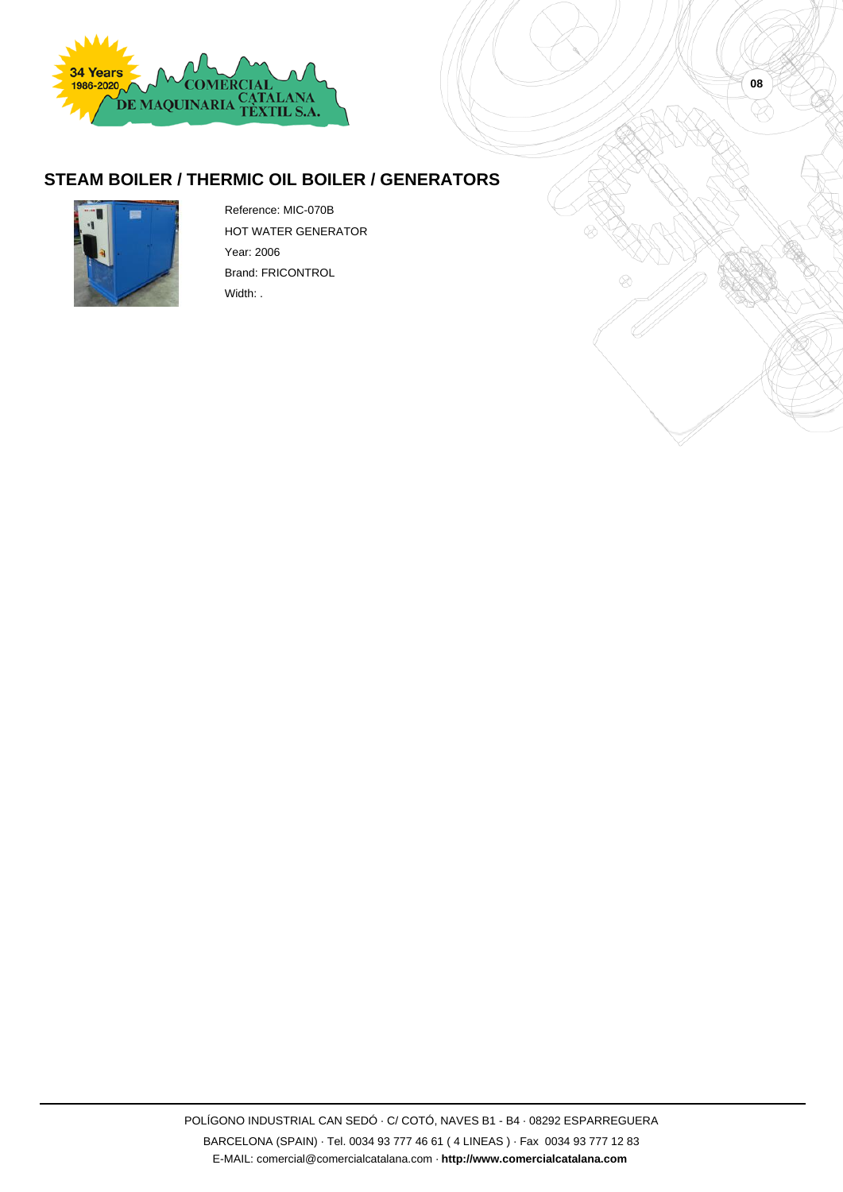## STEAM BOILER / THERMIC OIL BOILER / GENERATORS

Reference: MIC-070B

HOT WATER GENERATOR

Year: 2006

Brand: FRICONTROL

Width: .

POLÍGONO INDUSTRIAL CAN SEDÓ · C/ COTÓ, NAVES B1 - B4 · 08292 ESPARREGUERA

BARCELONA (SPAIN) · Tel. 0034 93 777 46 61 ( 4 LINEAS ) · Fax 0034 93 777 12 83

E-MAIL: comercial@comercialcatalana.com · **http://www.comercialcatalana.com**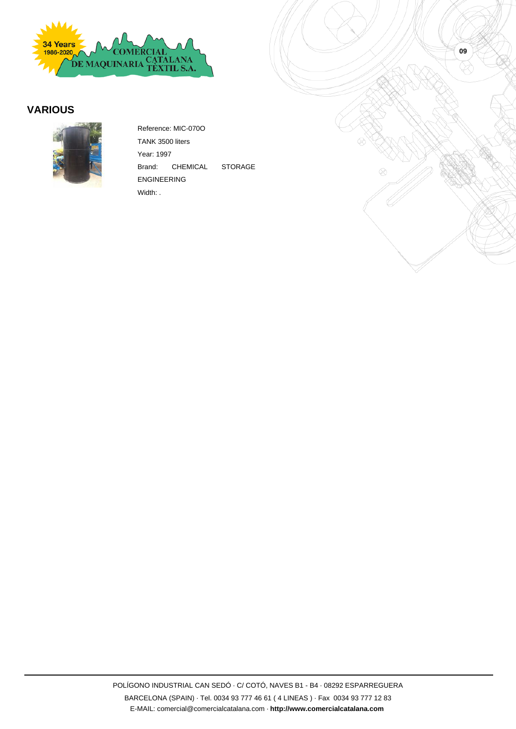## VARIOUS

Reference: MIC-070O

TANK 3500 liters

Year: 1997

Brand: CHEMICAL STORAGE ENGINEERING

Width: .

POLÍGONO INDUSTRIAL CAN SEDÓ · C/ COTÓ, NAVES B1 - B4 · 08292 ESPARREGUERA

BARCELONA (SPAIN) · Tel. 0034 93 777 46 61 ( 4 LINEAS ) · Fax 0034 93 777 12 83

E-MAIL: comercial@comercialcatalana.com · **http://www.comercialcatalana.com**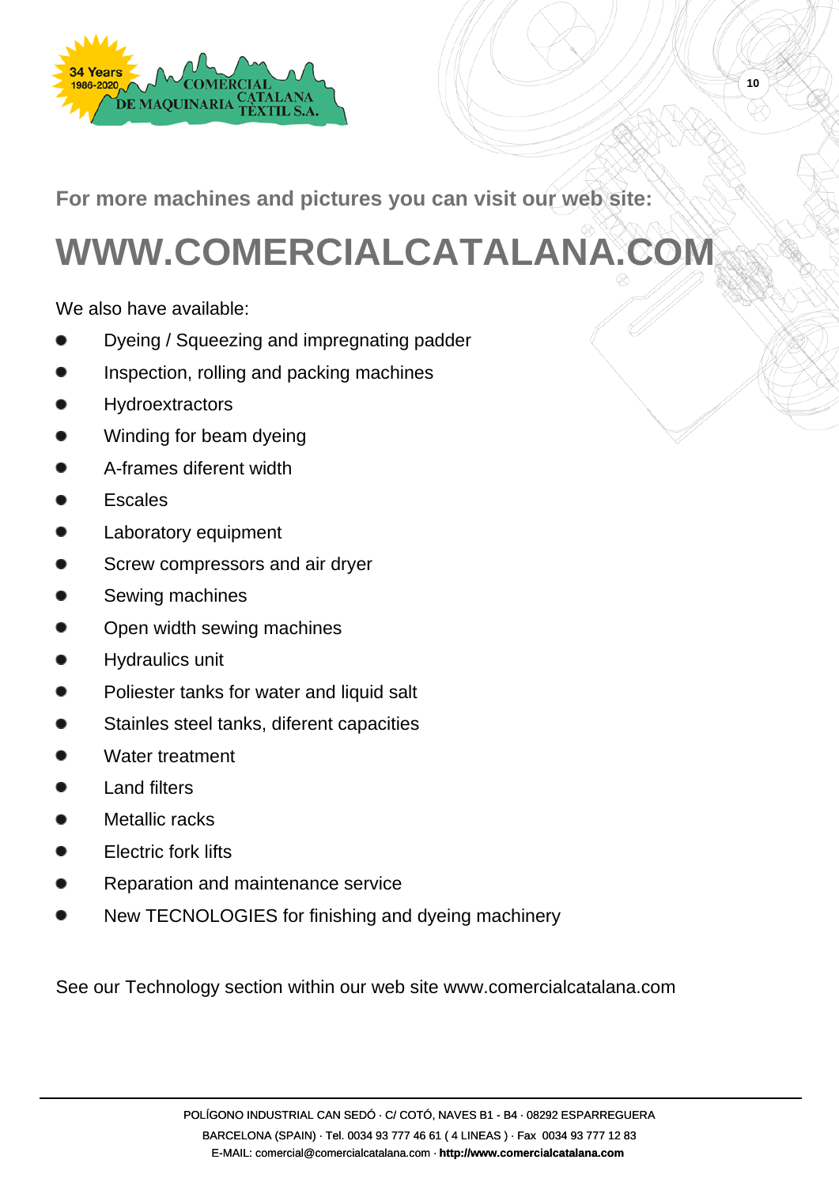For more machines and pictures you can visit our web site:

# WWW.COMERCIALCATALANA.COM

We also have available:

- Dyeing / Squeezing and impregnating padder
- Inspection, rolling and packing machines
- Hydroextractors
- Winding for beam dyeing
- A-frames diferent width
- Escales
- Laboratory equipment
- Screw compressors and air dryer
- Sewing machines
- Open width sewing machines
- Hydraulics unit
- Poliester tanks for water and liquid salt
- Stainles steel tanks, diferent capacities
- Water treatment
- Land filters
- Metallic racks
- Electric fork lifts
- Reparation and maintenance service
- New TECNOLOGIES for finishing and dyeing machinery

See our Technology section within our web site www.comercialcatalana.com

POLÍGONO INDUSTRIAL CAN SEDÓ · C/ COTÓ, NAVES B1 - B4 · 08292 ESPARREGUERA
BARCELONA (SPAIN) · Tel. 0034 93 777 46 61 ( 4 LINEAS ) · Fax 0034 93 777 12 83
E-MAIL: comercial@comercialcatalana.com · **http://www.comercialcatalana.com**